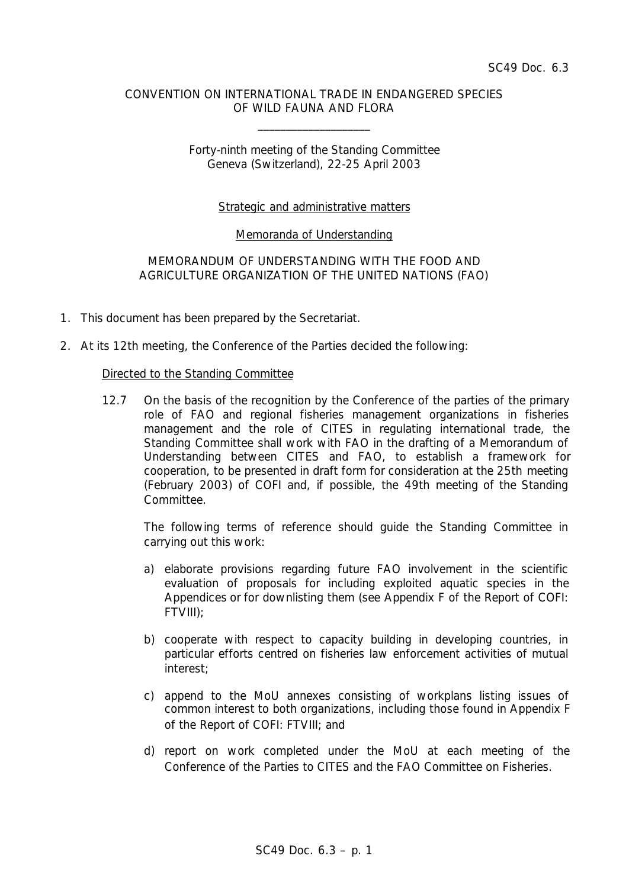SC49 Doc. 6.3

CONVENTION ON INTERNATIONAL TRADE IN ENDANGERED SPECIES OF WILD FAUNA AND FLORA

---

Forty-ninth meeting of the Standing Committee
Geneva (Switzerland), 22-25 April 2003

Strategic and administrative matters

Memoranda of Understanding

MEMORANDUM OF UNDERSTANDING WITH THE FOOD AND AGRICULTURE ORGANIZATION OF THE UNITED NATIONS (FAO)

1. This document has been prepared by the Secretariat.

2. At its 12th meeting, the Conference of the Parties decided the following:

   Directed to the Standing Committee

   12.7 On the basis of the recognition by the Conference of the parties of the primary role of FAO and regional fisheries management organizations in fisheries management and the role of CITES in regulating international trade, the Standing Committee shall work with FAO in the drafting of a Memorandum of Understanding between CITES and FAO, to establish a framework for cooperation, to be presented in draft form for consideration at the 25th meeting (February 2003) of COFI and, if possible, the 49th meeting of the Standing Committee.

   The following terms of reference should guide the Standing Committee in carrying out this work:

   a) elaborate provisions regarding future FAO involvement in the scientific evaluation of proposals for including exploited aquatic species in the Appendices or for downlisting them (see Appendix F of the Report of COFI: FTVIII);

   b) cooperate with respect to capacity building in developing countries, in particular efforts centred on fisheries law enforcement activities of mutual interest;

   c) append to the MoU annexes consisting of workplans listing issues of common interest to both organizations, including those found in Appendix F of the Report of COFI: FTVIII; and

   d) report on work completed under the MoU at each meeting of the Conference of the Parties to CITES and the FAO Committee on Fisheries.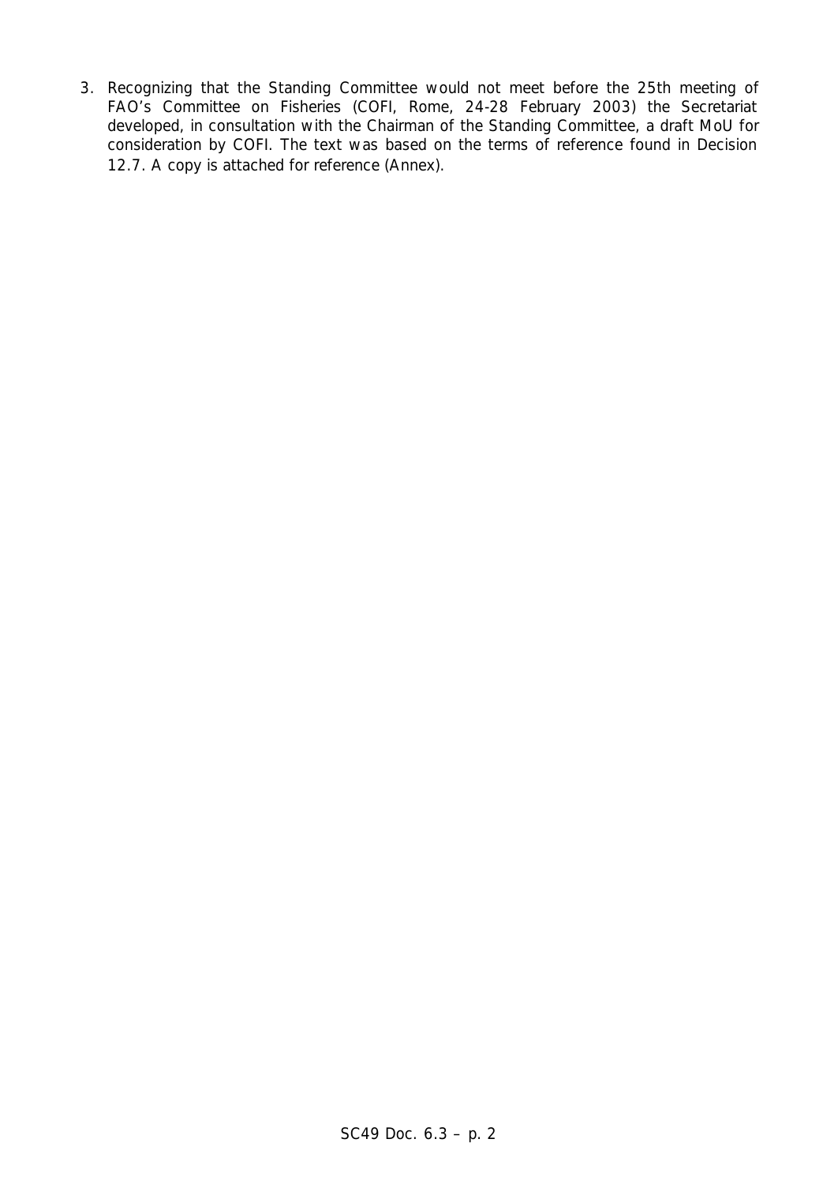3. Recognizing that the Standing Committee would not meet before the 25th meeting of FAO's Committee on Fisheries (COFI, Rome, 24-28 February 2003) the Secretariat developed, in consultation with the Chairman of the Standing Committee, a draft MoU for consideration by COFI. The text was based on the terms of reference found in Decision 12.7. A copy is attached for reference (Annex).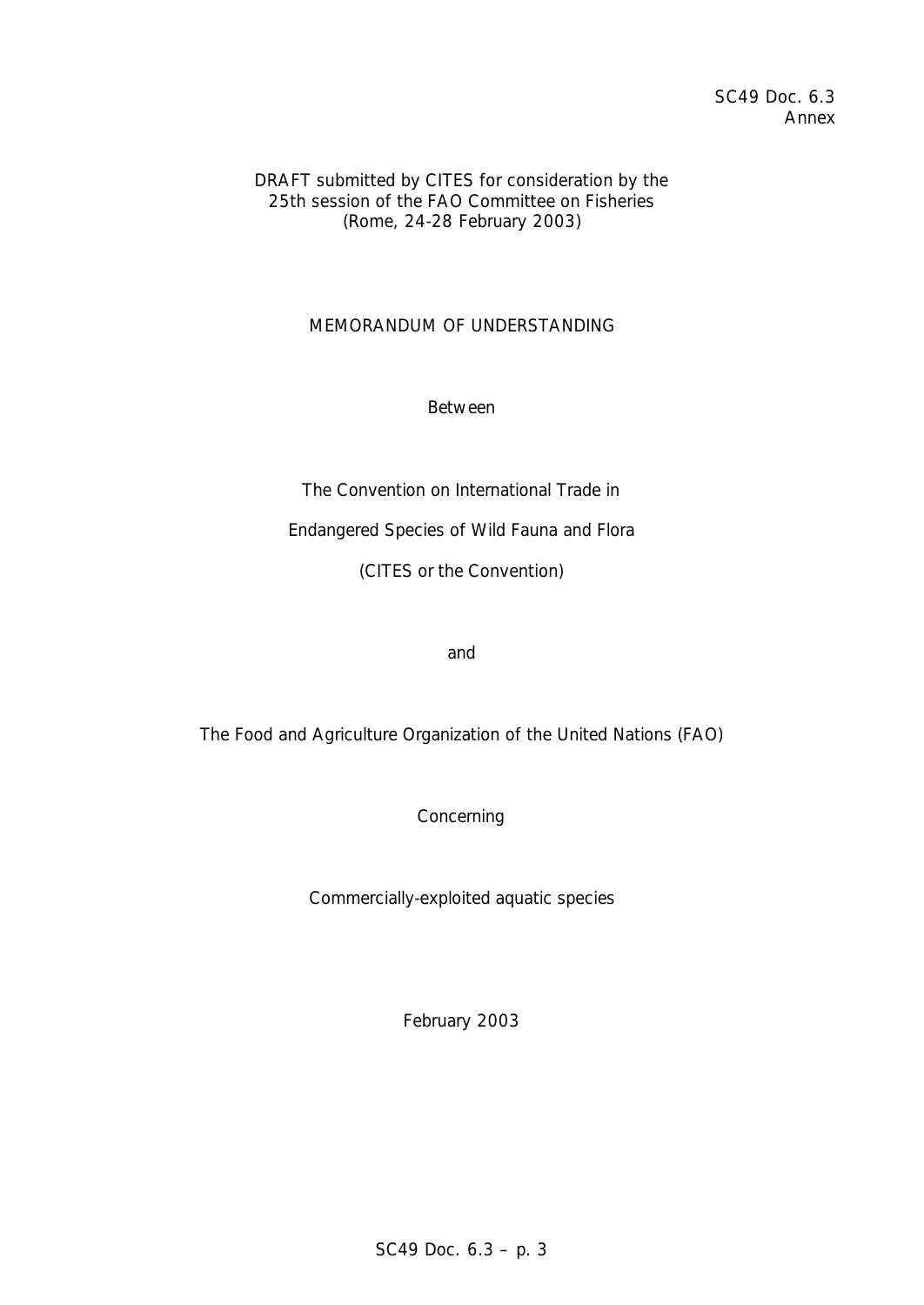SC49 Doc. 6.3
Annex

DRAFT submitted by CITES for consideration by the 25th session of the FAO Committee on Fisheries (Rome, 24-28 February 2003)

MEMORANDUM OF UNDERSTANDING

Between

The Convention on International Trade in

Endangered Species of Wild Fauna and Flora

(CITES or the Convention)

and

The Food and Agriculture Organization of the United Nations (FAO)

Concerning

Commercially-exploited aquatic species

February 2003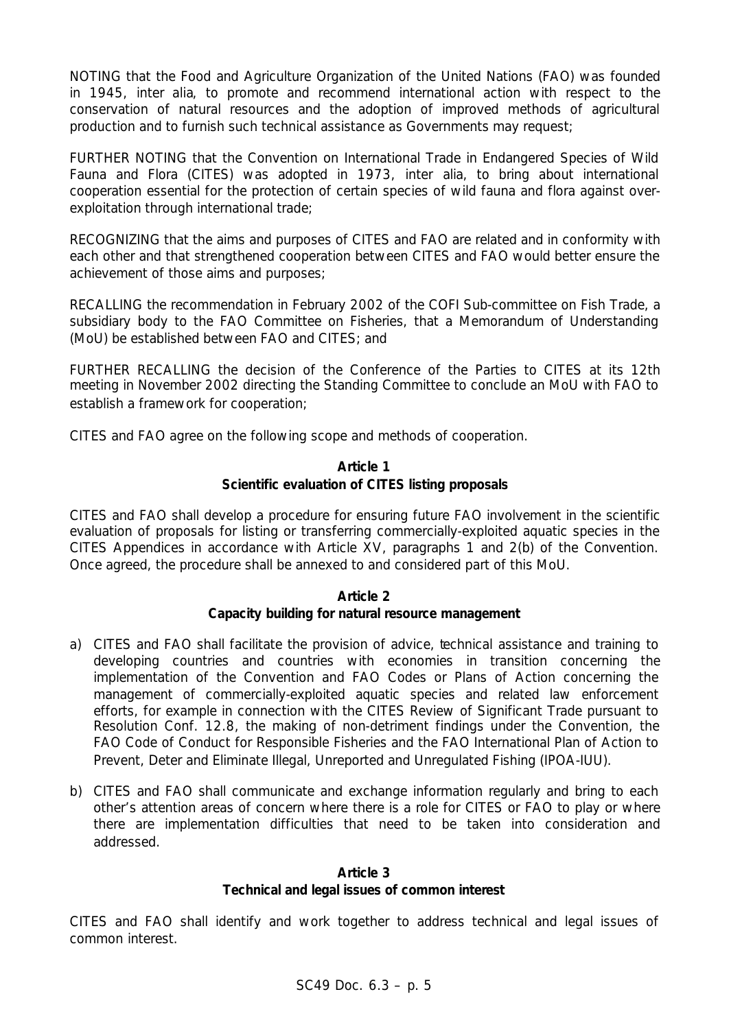NOTING that the Food and Agriculture Organization of the United Nations (FAO) was founded in 1945, *inter alia*, to promote and recommend international action with respect to the conservation of natural resources and the adoption of improved methods of agricultural production and to furnish such technical assistance as Governments may request;

FURTHER NOTING that the Convention on International Trade in Endangered Species of Wild Fauna and Flora (CITES) was adopted in 1973, *inter alia*, to bring about international cooperation essential for the protection of certain species of wild fauna and flora against over-exploitation through international trade;

RECOGNIZING that the aims and purposes of CITES and FAO are related and in conformity with each other and that strengthened cooperation between CITES and FAO would better ensure the achievement of those aims and purposes;

RECALLING the recommendation in February 2002 of the COFI Sub-committee on Fish Trade, a subsidiary body to the FAO Committee on Fisheries, that a Memorandum of Understanding (MoU) be established between FAO and CITES; and

FURTHER RECALLING the decision of the Conference of the Parties to CITES at its 12th meeting in November 2002 directing the Standing Committee to conclude an MoU with FAO to establish a framework for cooperation;

CITES and FAO agree on the following scope and methods of cooperation.

**Article 1**
**Scientific evaluation of CITES listing proposals**

CITES and FAO shall develop a procedure for ensuring future FAO involvement in the scientific evaluation of proposals for listing or transferring commercially-exploited aquatic species in the CITES Appendices in accordance with Article XV, paragraphs 1 and 2(b) of the Convention. Once agreed, the procedure shall be annexed to and considered part of this MoU.

**Article 2**
**Capacity building for natural resource management**

a) CITES and FAO shall facilitate the provision of advice, technical assistance and training to developing countries and countries with economies in transition concerning the implementation of the Convention and FAO Codes or Plans of Action concerning the management of commercially-exploited aquatic species and related law enforcement efforts, for example in connection with the CITES Review of Significant Trade pursuant to Resolution Conf. 12.8, the making of non-detriment findings under the Convention, the FAO Code of Conduct for Responsible Fisheries and the FAO International Plan of Action to Prevent, Deter and Eliminate Illegal, Unreported and Unregulated Fishing (IPOA-IUU).

b) CITES and FAO shall communicate and exchange information regularly and bring to each other's attention areas of concern where there is a role for CITES or FAO to play or where there are implementation difficulties that need to be taken into consideration and addressed.

**Article 3**
**Technical and legal issues of common interest**

CITES and FAO shall identify and work together to address technical and legal issues of common interest.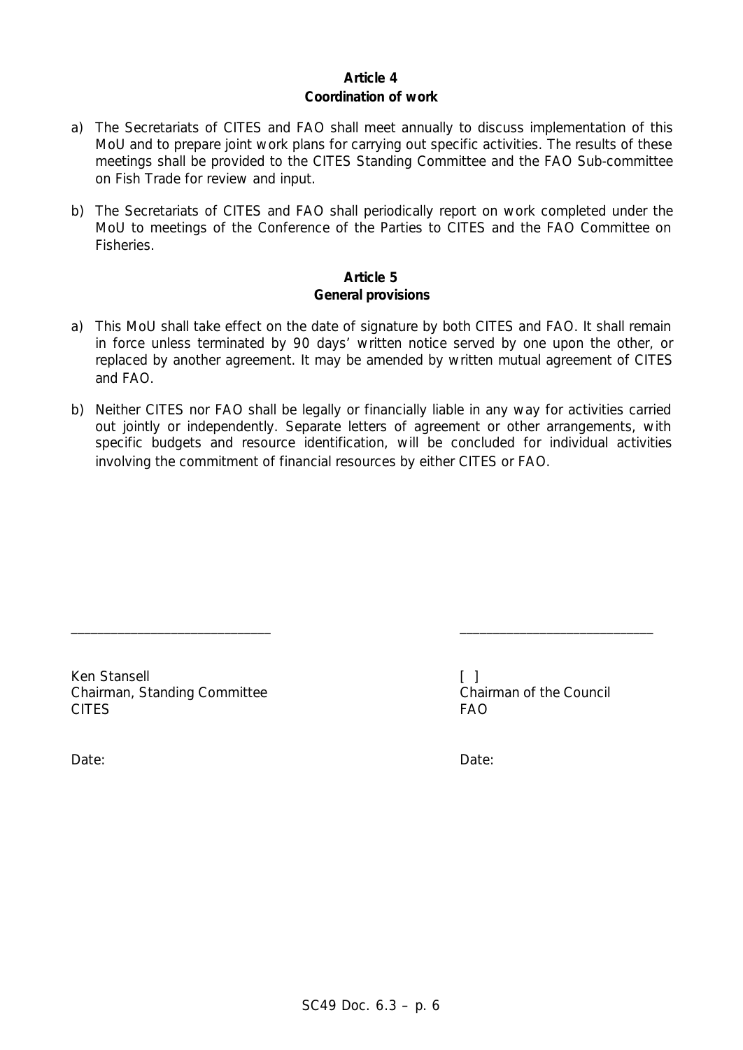**Article 4**
**Coordination of work**

a) The Secretariats of CITES and FAO shall meet annually to discuss implementation of this MoU and to prepare joint work plans for carrying out specific activities. The results of these meetings shall be provided to the CITES Standing Committee and the FAO Sub-committee on Fish Trade for review and input.

b) The Secretariats of CITES and FAO shall periodically report on work completed under the MoU to meetings of the Conference of the Parties to CITES and the FAO Committee on Fisheries.

**Article 5**
**General provisions**

a) This MoU shall take effect on the date of signature by both CITES and FAO. It shall remain in force unless terminated by 90 days' written notice served by one upon the other, or replaced by another agreement. It may be amended by written mutual agreement of CITES and FAO.

b) Neither CITES nor FAO shall be legally or financially liable in any way for activities carried out jointly or independently. Separate letters of agreement or other arrangements, with specific budgets and resource identification, will be concluded for individual activities involving the commitment of financial resources by either CITES or FAO.

| | |
|---|---|
| \_\_\_\_\_\_\_\_\_\_\_\_\_\_\_\_\_\_\_\_\_\_\_\_\_\_\_\_ | \_\_\_\_\_\_\_\_\_\_\_\_\_\_\_\_\_\_\_\_\_\_\_\_\_\_\_\_ |
| Ken Stansell | [ ] |
| Chairman, Standing Committee | Chairman of the Council |
| CITES | FAO |
| Date: | Date: |